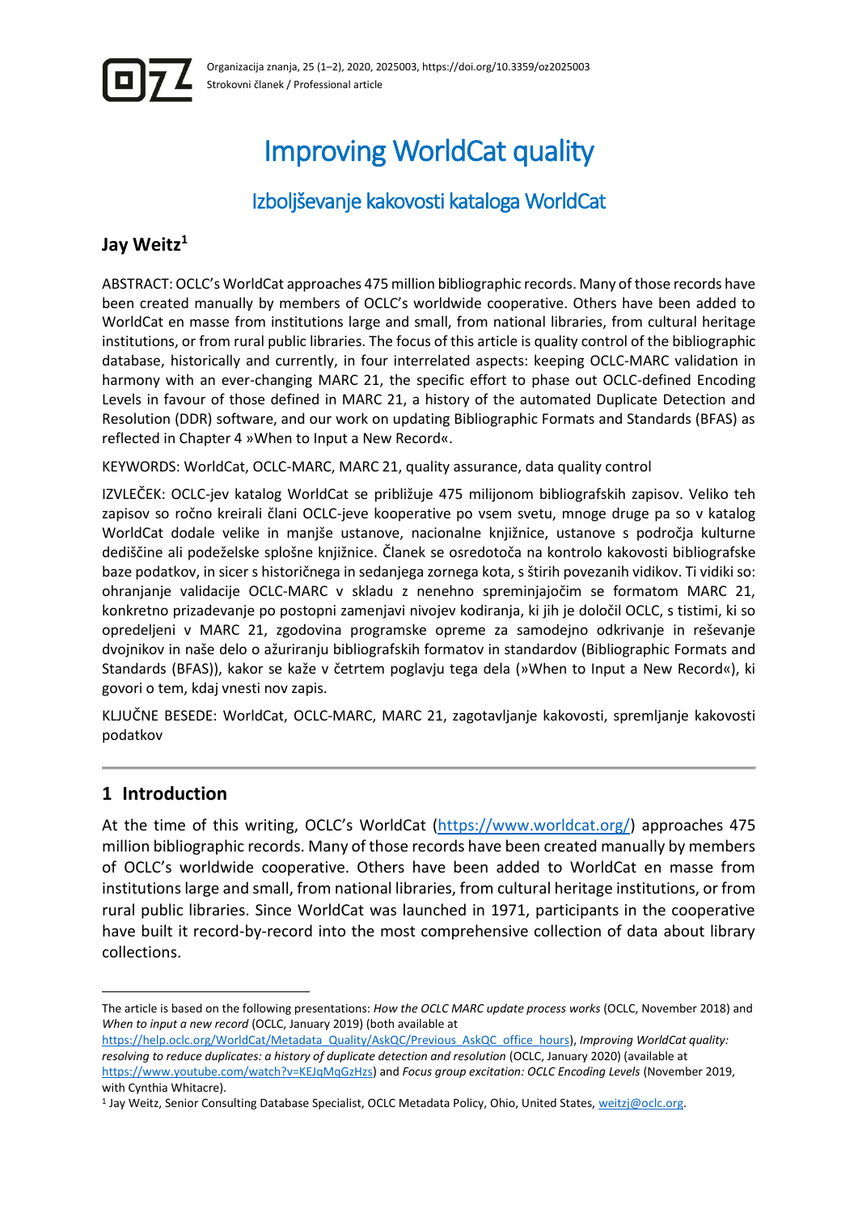# Improving WorldCat quality

## Izboljševanje kakovosti kataloga WorldCat

**Jay Weitz**[1]

ABSTRACT: OCLC's WorldCat approaches 475 million bibliographic records. Many of those records have been created manually by members of OCLC's worldwide cooperative. Others have been added to WorldCat en masse from institutions large and small, from national libraries, from cultural heritage institutions, or from rural public libraries. The focus of this article is quality control of the bibliographic database, historically and currently, in four interrelated aspects: keeping OCLC-MARC validation in harmony with an ever-changing MARC 21, the specific effort to phase out OCLC-defined Encoding Levels in favour of those defined in MARC 21, a history of the automated Duplicate Detection and Resolution (DDR) software, and our work on updating Bibliographic Formats and Standards (BFAS) as reflected in Chapter 4 »When to Input a New Record«.

KEYWORDS: WorldCat, OCLC-MARC, MARC 21, quality assurance, data quality control

IZVLEČEK: OCLC-jev katalog WorldCat se približuje 475 milijonom bibliografskih zapisov. Veliko teh zapisov so ročno kreirali člani OCLC-jeve kooperative po vsem svetu, mnoge druge pa so v katalog WorldCat dodale velike in manjše ustanove, nacionalne knjižnice, ustanove s področja kulturne dediščine ali podeželske splošne knjižnice. Članek se osredotoča na kontrolo kakovosti bibliografske baze podatkov, in sicer s historičnega in sedanjega zornega kota, s štirih povezanih vidikov. Ti vidiki so: ohranjanje validacije OCLC-MARC v skladu z nenehno spreminjajočim se formatom MARC 21, konkretno prizadevanje po postopni zamenjavi nivojev kodiranja, ki jih je določil OCLC, s tistimi, ki so opredeljeni v MARC 21, zgodovina programske opreme za samodejno odkrivanje in reševanje dvojnikov in naše delo o ažuriranju bibliografskih formatov in standardov (Bibliographic Formats and Standards (BFAS)), kakor se kaže v četrtem poglavju tega dela (»When to Input a New Record«), ki govori o tem, kdaj vnesti nov zapis.

KLJUČNE BESEDE: WorldCat, OCLC-MARC, MARC 21, zagotavljanje kakovosti, spremljanje kakovosti podatkov

## 1 Introduction

At the time of this writing, OCLC's WorldCat (https://www.worldcat.org/) approaches 475 million bibliographic records. Many of those records have been created manually by members of OCLC's worldwide cooperative. Others have been added to WorldCat en masse from institutions large and small, from national libraries, from cultural heritage institutions, or from rural public libraries. Since WorldCat was launched in 1971, participants in the cooperative have built it record-by-record into the most comprehensive collection of data about library collections.

---

The article is based on the following presentations: *How the OCLC MARC update process works* (OCLC, November 2018) and *When to input a new record* (OCLC, January 2019) (both available at https://help.oclc.org/WorldCat/Metadata_Quality/AskQC/Previous_AskQC_office_hours), *Improving WorldCat quality: resolving to reduce duplicates: a history of duplicate detection and resolution* (OCLC, January 2020) (available at https://www.youtube.com/watch?v=KEJqMqGzHzs) and *Focus group excitation: OCLC Encoding Levels* (November 2019, with Cynthia Whitacre).

[1] Jay Weitz, Senior Consulting Database Specialist, OCLC Metadata Policy, Ohio, United States, weitzj@oclc.org.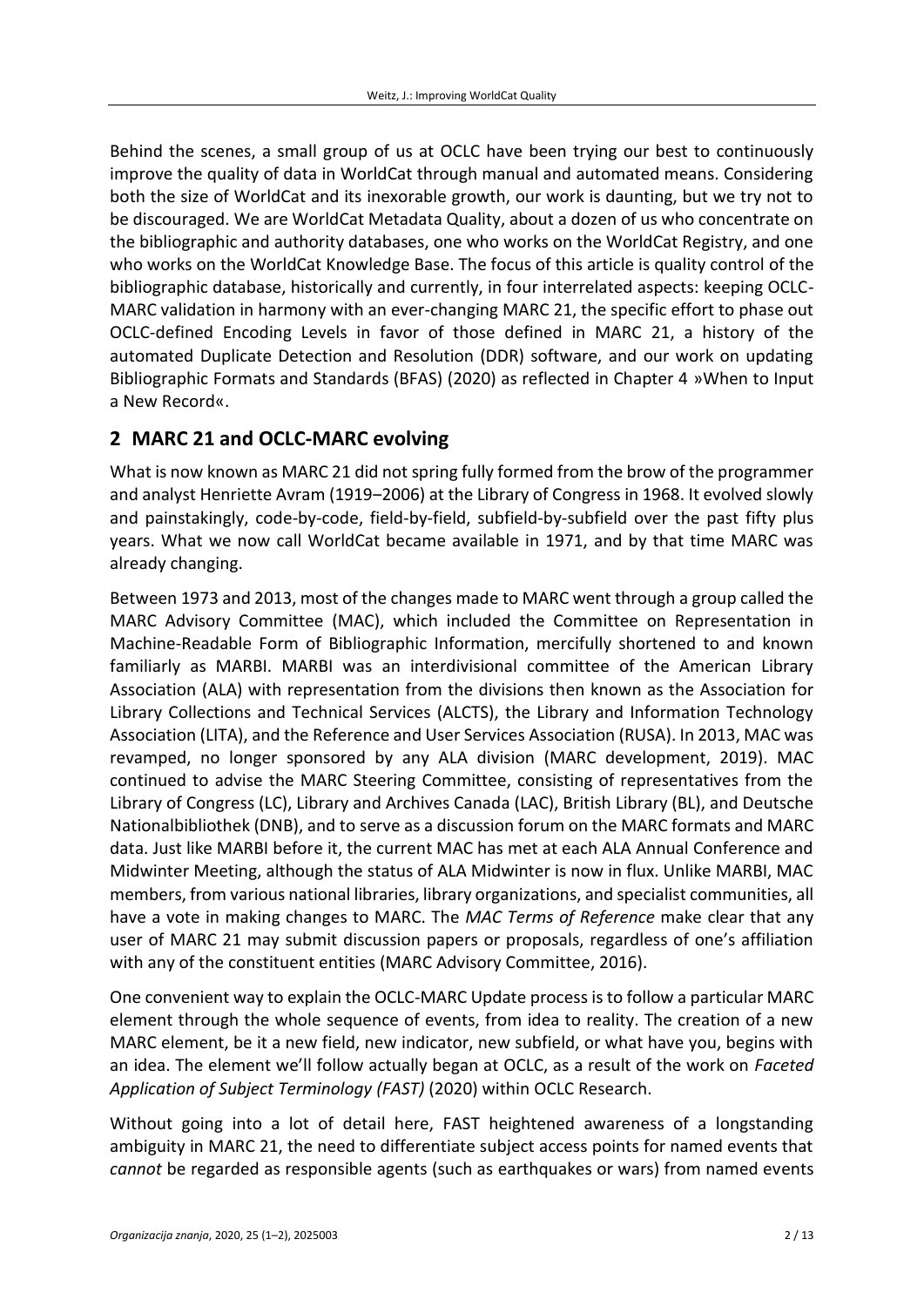Behind the scenes, a small group of us at OCLC have been trying our best to continuously improve the quality of data in WorldCat through manual and automated means. Considering both the size of WorldCat and its inexorable growth, our work is daunting, but we try not to be discouraged. We are WorldCat Metadata Quality, about a dozen of us who concentrate on the bibliographic and authority databases, one who works on the WorldCat Registry, and one who works on the WorldCat Knowledge Base. The focus of this article is quality control of the bibliographic database, historically and currently, in four interrelated aspects: keeping OCLC-MARC validation in harmony with an ever-changing MARC 21, the specific effort to phase out OCLC-defined Encoding Levels in favor of those defined in MARC 21, a history of the automated Duplicate Detection and Resolution (DDR) software, and our work on updating Bibliographic Formats and Standards (BFAS) (2020) as reflected in Chapter 4 »When to Input a New Record«.

## 2 MARC 21 and OCLC-MARC evolving

What is now known as MARC 21 did not spring fully formed from the brow of the programmer and analyst Henriette Avram (1919–2006) at the Library of Congress in 1968. It evolved slowly and painstakingly, code-by-code, field-by-field, subfield-by-subfield over the past fifty plus years. What we now call WorldCat became available in 1971, and by that time MARC was already changing.

Between 1973 and 2013, most of the changes made to MARC went through a group called the MARC Advisory Committee (MAC), which included the Committee on Representation in Machine-Readable Form of Bibliographic Information, mercifully shortened to and known familiarly as MARBI. MARBI was an interdivisional committee of the American Library Association (ALA) with representation from the divisions then known as the Association for Library Collections and Technical Services (ALCTS), the Library and Information Technology Association (LITA), and the Reference and User Services Association (RUSA). In 2013, MAC was revamped, no longer sponsored by any ALA division (MARC development, 2019). MAC continued to advise the MARC Steering Committee, consisting of representatives from the Library of Congress (LC), Library and Archives Canada (LAC), British Library (BL), and Deutsche Nationalbibliothek (DNB), and to serve as a discussion forum on the MARC formats and MARC data. Just like MARBI before it, the current MAC has met at each ALA Annual Conference and Midwinter Meeting, although the status of ALA Midwinter is now in flux. Unlike MARBI, MAC members, from various national libraries, library organizations, and specialist communities, all have a vote in making changes to MARC. The *MAC Terms of Reference* make clear that any user of MARC 21 may submit discussion papers or proposals, regardless of one's affiliation with any of the constituent entities (MARC Advisory Committee, 2016).

One convenient way to explain the OCLC-MARC Update process is to follow a particular MARC element through the whole sequence of events, from idea to reality. The creation of a new MARC element, be it a new field, new indicator, new subfield, or what have you, begins with an idea. The element we'll follow actually began at OCLC, as a result of the work on *Faceted Application of Subject Terminology (FAST)* (2020) within OCLC Research.

Without going into a lot of detail here, FAST heightened awareness of a longstanding ambiguity in MARC 21, the need to differentiate subject access points for named events that *cannot* be regarded as responsible agents (such as earthquakes or wars) from named events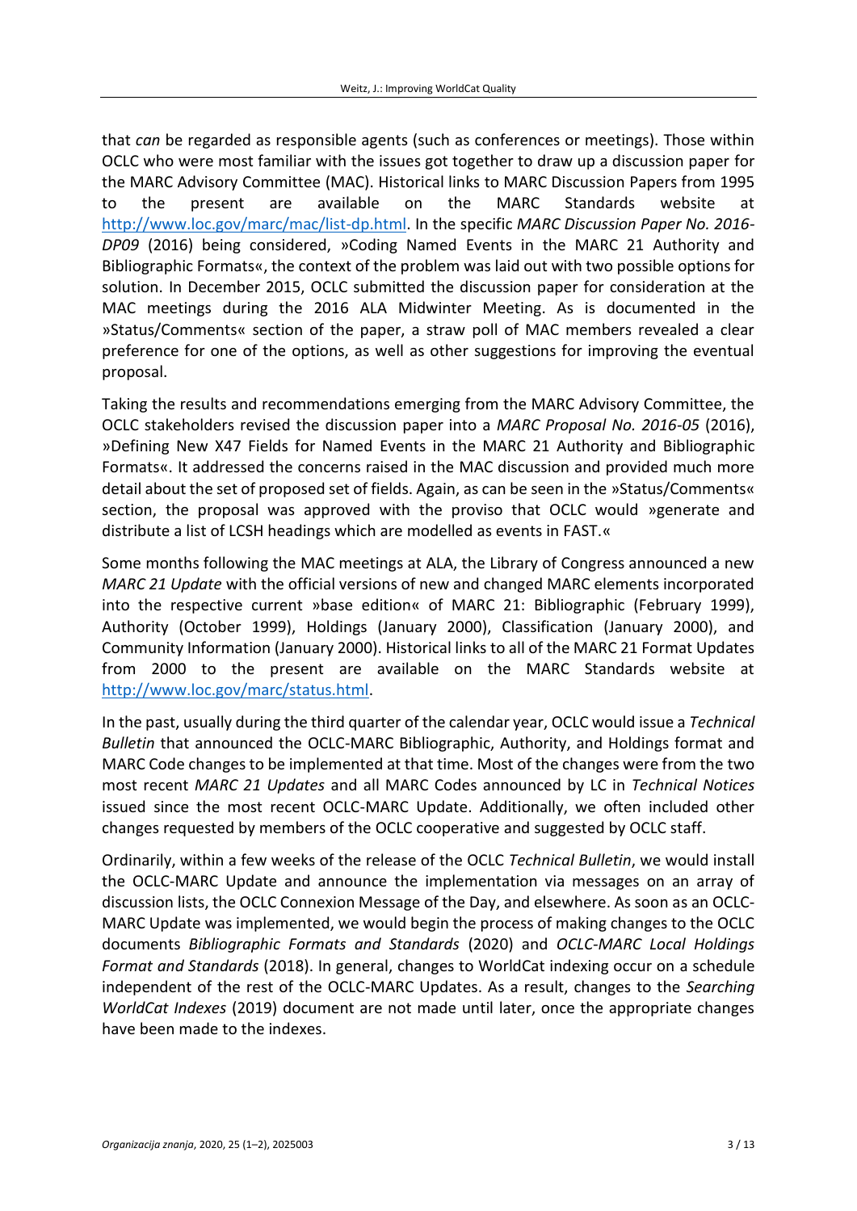that *can* be regarded as responsible agents (such as conferences or meetings). Those within OCLC who were most familiar with the issues got together to draw up a discussion paper for the MARC Advisory Committee (MAC). Historical links to MARC Discussion Papers from 1995 to the present are available on the MARC Standards website at http://www.loc.gov/marc/mac/list-dp.html. In the specific *MARC Discussion Paper No. 2016-DP09* (2016) being considered, »Coding Named Events in the MARC 21 Authority and Bibliographic Formats«, the context of the problem was laid out with two possible options for solution. In December 2015, OCLC submitted the discussion paper for consideration at the MAC meetings during the 2016 ALA Midwinter Meeting. As is documented in the »Status/Comments« section of the paper, a straw poll of MAC members revealed a clear preference for one of the options, as well as other suggestions for improving the eventual proposal.

Taking the results and recommendations emerging from the MARC Advisory Committee, the OCLC stakeholders revised the discussion paper into a *MARC Proposal No. 2016-05* (2016), »Defining New X47 Fields for Named Events in the MARC 21 Authority and Bibliographic Formats«. It addressed the concerns raised in the MAC discussion and provided much more detail about the set of proposed set of fields. Again, as can be seen in the »Status/Comments« section, the proposal was approved with the proviso that OCLC would »generate and distribute a list of LCSH headings which are modelled as events in FAST.«

Some months following the MAC meetings at ALA, the Library of Congress announced a new *MARC 21 Update* with the official versions of new and changed MARC elements incorporated into the respective current »base edition« of MARC 21: Bibliographic (February 1999), Authority (October 1999), Holdings (January 2000), Classification (January 2000), and Community Information (January 2000). Historical links to all of the MARC 21 Format Updates from 2000 to the present are available on the MARC Standards website at http://www.loc.gov/marc/status.html.

In the past, usually during the third quarter of the calendar year, OCLC would issue a *Technical Bulletin* that announced the OCLC-MARC Bibliographic, Authority, and Holdings format and MARC Code changes to be implemented at that time. Most of the changes were from the two most recent *MARC 21 Updates* and all MARC Codes announced by LC in *Technical Notices* issued since the most recent OCLC-MARC Update. Additionally, we often included other changes requested by members of the OCLC cooperative and suggested by OCLC staff.

Ordinarily, within a few weeks of the release of the OCLC *Technical Bulletin*, we would install the OCLC-MARC Update and announce the implementation via messages on an array of discussion lists, the OCLC Connexion Message of the Day, and elsewhere. As soon as an OCLC-MARC Update was implemented, we would begin the process of making changes to the OCLC documents *Bibliographic Formats and Standards* (2020) and *OCLC-MARC Local Holdings Format and Standards* (2018). In general, changes to WorldCat indexing occur on a schedule independent of the rest of the OCLC-MARC Updates. As a result, changes to the *Searching WorldCat Indexes* (2019) document are not made until later, once the appropriate changes have been made to the indexes.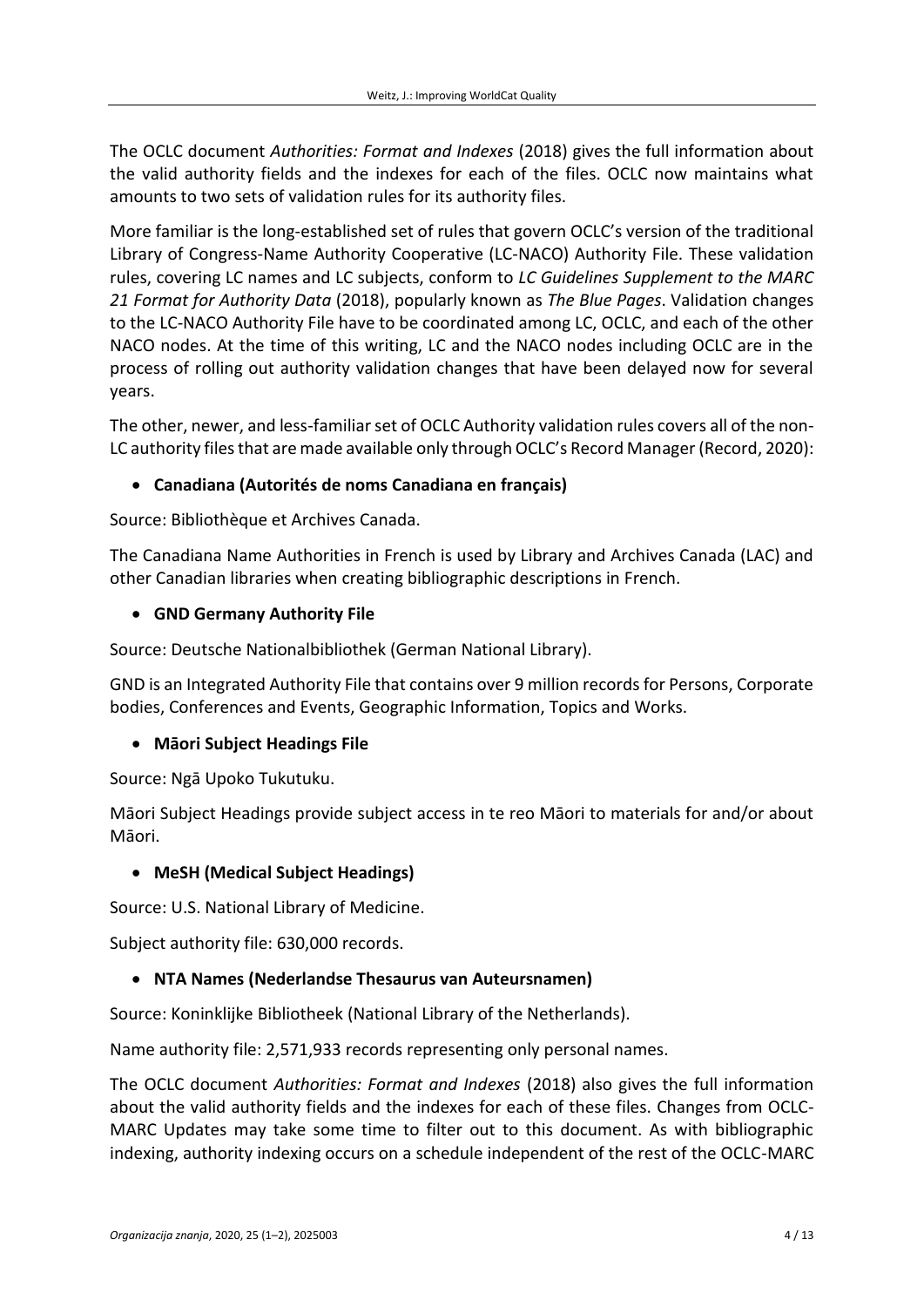The OCLC document *Authorities: Format and Indexes* (2018) gives the full information about the valid authority fields and the indexes for each of the files. OCLC now maintains what amounts to two sets of validation rules for its authority files.

More familiar is the long-established set of rules that govern OCLC's version of the traditional Library of Congress-Name Authority Cooperative (LC-NACO) Authority File. These validation rules, covering LC names and LC subjects, conform to *LC Guidelines Supplement to the MARC 21 Format for Authority Data* (2018), popularly known as *The Blue Pages*. Validation changes to the LC-NACO Authority File have to be coordinated among LC, OCLC, and each of the other NACO nodes. At the time of this writing, LC and the NACO nodes including OCLC are in the process of rolling out authority validation changes that have been delayed now for several years.

The other, newer, and less-familiar set of OCLC Authority validation rules covers all of the non-LC authority files that are made available only through OCLC's Record Manager (Record, 2020):

- **Canadiana (Autorités de noms Canadiana en français)**

Source: Bibliothèque et Archives Canada.

The Canadiana Name Authorities in French is used by Library and Archives Canada (LAC) and other Canadian libraries when creating bibliographic descriptions in French.

- **GND Germany Authority File**

Source: Deutsche Nationalbibliothek (German National Library).

GND is an Integrated Authority File that contains over 9 million records for Persons, Corporate bodies, Conferences and Events, Geographic Information, Topics and Works.

- **Māori Subject Headings File**

Source: Ngā Upoko Tukutuku.

Māori Subject Headings provide subject access in te reo Māori to materials for and/or about Māori.

- **MeSH (Medical Subject Headings)**

Source: U.S. National Library of Medicine.

Subject authority file: 630,000 records.

- **NTA Names (Nederlandse Thesaurus van Auteursnamen)**

Source: Koninklijke Bibliotheek (National Library of the Netherlands).

Name authority file: 2,571,933 records representing only personal names.

The OCLC document *Authorities: Format and Indexes* (2018) also gives the full information about the valid authority fields and the indexes for each of these files. Changes from OCLC-MARC Updates may take some time to filter out to this document. As with bibliographic indexing, authority indexing occurs on a schedule independent of the rest of the OCLC-MARC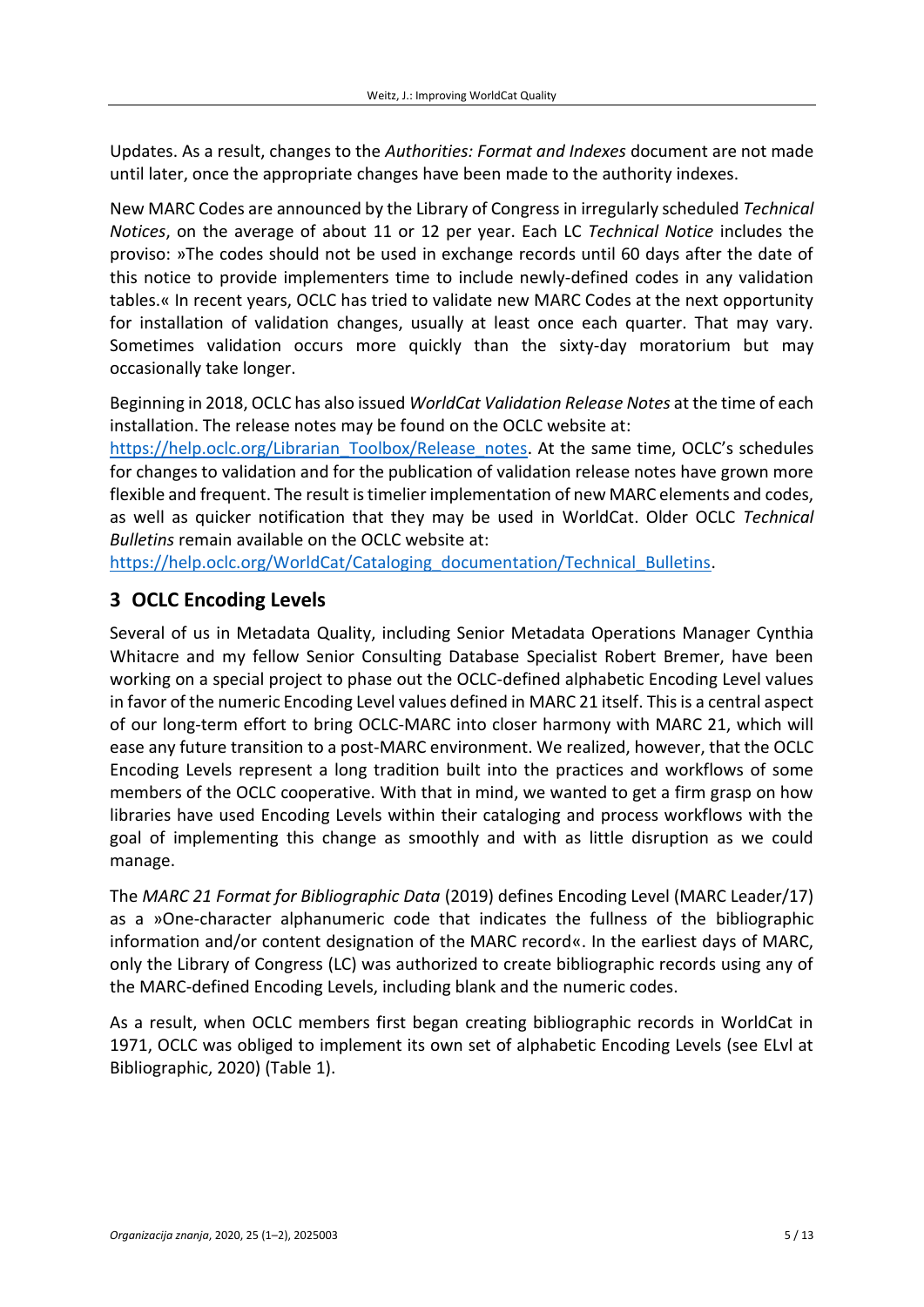Updates. As a result, changes to the *Authorities: Format and Indexes* document are not made until later, once the appropriate changes have been made to the authority indexes.

New MARC Codes are announced by the Library of Congress in irregularly scheduled *Technical Notices*, on the average of about 11 or 12 per year. Each LC *Technical Notice* includes the proviso: »The codes should not be used in exchange records until 60 days after the date of this notice to provide implementers time to include newly-defined codes in any validation tables.« In recent years, OCLC has tried to validate new MARC Codes at the next opportunity for installation of validation changes, usually at least once each quarter. That may vary. Sometimes validation occurs more quickly than the sixty-day moratorium but may occasionally take longer.

Beginning in 2018, OCLC has also issued *WorldCat Validation Release Notes* at the time of each installation. The release notes may be found on the OCLC website at: https://help.oclc.org/Librarian_Toolbox/Release_notes. At the same time, OCLC's schedules for changes to validation and for the publication of validation release notes have grown more flexible and frequent. The result is timelier implementation of new MARC elements and codes, as well as quicker notification that they may be used in WorldCat. Older OCLC *Technical Bulletins* remain available on the OCLC website at: https://help.oclc.org/WorldCat/Cataloging_documentation/Technical_Bulletins.

## 3 OCLC Encoding Levels

Several of us in Metadata Quality, including Senior Metadata Operations Manager Cynthia Whitacre and my fellow Senior Consulting Database Specialist Robert Bremer, have been working on a special project to phase out the OCLC-defined alphabetic Encoding Level values in favor of the numeric Encoding Level values defined in MARC 21 itself. This is a central aspect of our long-term effort to bring OCLC-MARC into closer harmony with MARC 21, which will ease any future transition to a post-MARC environment. We realized, however, that the OCLC Encoding Levels represent a long tradition built into the practices and workflows of some members of the OCLC cooperative. With that in mind, we wanted to get a firm grasp on how libraries have used Encoding Levels within their cataloging and process workflows with the goal of implementing this change as smoothly and with as little disruption as we could manage.

The *MARC 21 Format for Bibliographic Data* (2019) defines Encoding Level (MARC Leader/17) as a »One-character alphanumeric code that indicates the fullness of the bibliographic information and/or content designation of the MARC record«. In the earliest days of MARC, only the Library of Congress (LC) was authorized to create bibliographic records using any of the MARC-defined Encoding Levels, including blank and the numeric codes.

As a result, when OCLC members first began creating bibliographic records in WorldCat in 1971, OCLC was obliged to implement its own set of alphabetic Encoding Levels (see ELvl at Bibliographic, 2020) (Table 1).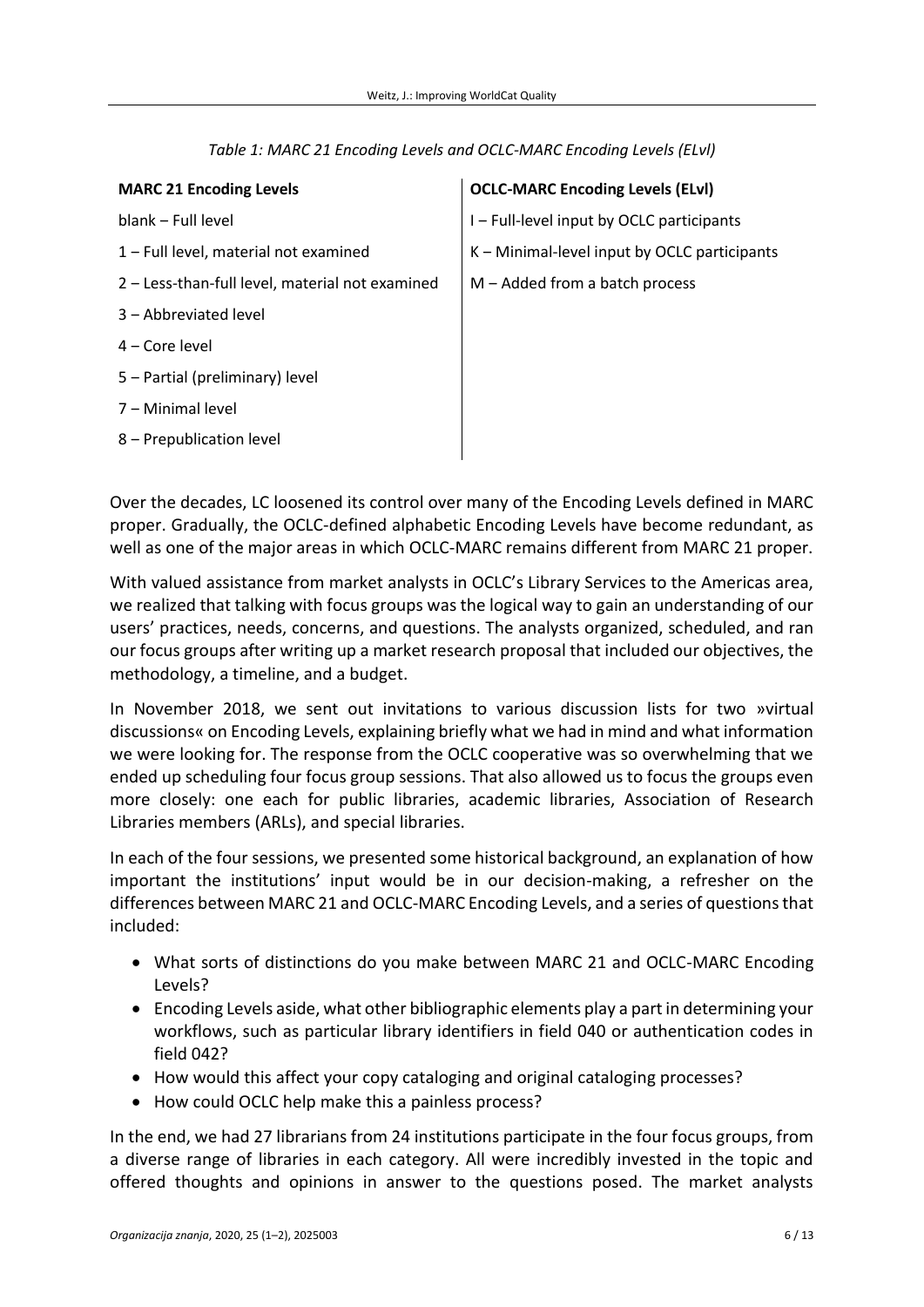*Table 1: MARC 21 Encoding Levels and OCLC-MARC Encoding Levels (ELvl)*

| MARC 21 Encoding Levels | OCLC-MARC Encoding Levels (ELvl) |
|---|---|
| blank – Full level | I – Full-level input by OCLC participants |
| 1 – Full level, material not examined | K – Minimal-level input by OCLC participants |
| 2 – Less-than-full level, material not examined | M – Added from a batch process |
| 3 – Abbreviated level | |
| 4 – Core level | |
| 5 – Partial (preliminary) level | |
| 7 – Minimal level | |
| 8 – Prepublication level | |

Over the decades, LC loosened its control over many of the Encoding Levels defined in MARC proper. Gradually, the OCLC-defined alphabetic Encoding Levels have become redundant, as well as one of the major areas in which OCLC-MARC remains different from MARC 21 proper.

With valued assistance from market analysts in OCLC's Library Services to the Americas area, we realized that talking with focus groups was the logical way to gain an understanding of our users' practices, needs, concerns, and questions. The analysts organized, scheduled, and ran our focus groups after writing up a market research proposal that included our objectives, the methodology, a timeline, and a budget.

In November 2018, we sent out invitations to various discussion lists for two »virtual discussions« on Encoding Levels, explaining briefly what we had in mind and what information we were looking for. The response from the OCLC cooperative was so overwhelming that we ended up scheduling four focus group sessions. That also allowed us to focus the groups even more closely: one each for public libraries, academic libraries, Association of Research Libraries members (ARLs), and special libraries.

In each of the four sessions, we presented some historical background, an explanation of how important the institutions' input would be in our decision-making, a refresher on the differences between MARC 21 and OCLC-MARC Encoding Levels, and a series of questions that included:

- What sorts of distinctions do you make between MARC 21 and OCLC-MARC Encoding Levels?
- Encoding Levels aside, what other bibliographic elements play a part in determining your workflows, such as particular library identifiers in field 040 or authentication codes in field 042?
- How would this affect your copy cataloging and original cataloging processes?
- How could OCLC help make this a painless process?

In the end, we had 27 librarians from 24 institutions participate in the four focus groups, from a diverse range of libraries in each category. All were incredibly invested in the topic and offered thoughts and opinions in answer to the questions posed. The market analysts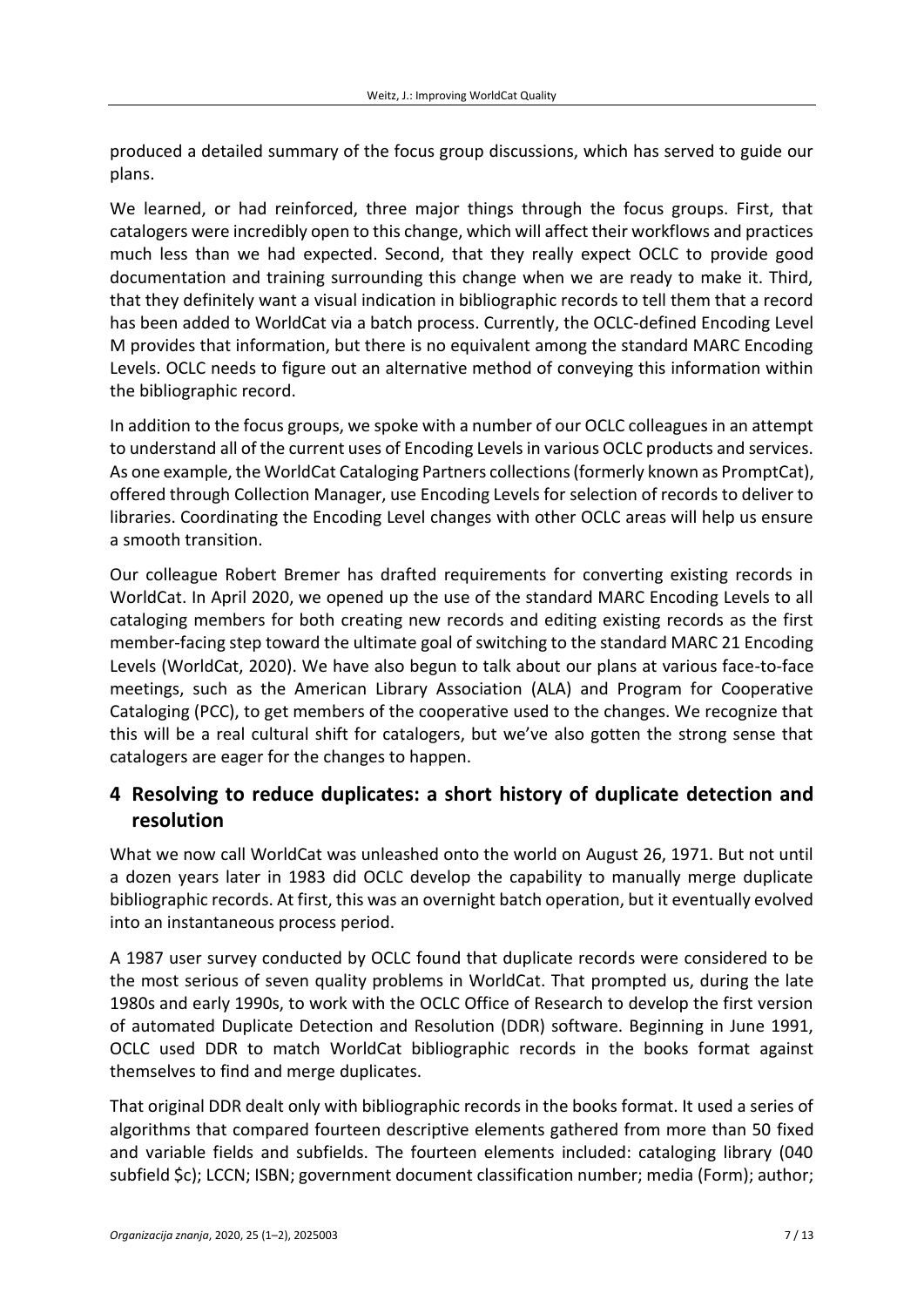produced a detailed summary of the focus group discussions, which has served to guide our plans.

We learned, or had reinforced, three major things through the focus groups. First, that catalogers were incredibly open to this change, which will affect their workflows and practices much less than we had expected. Second, that they really expect OCLC to provide good documentation and training surrounding this change when we are ready to make it. Third, that they definitely want a visual indication in bibliographic records to tell them that a record has been added to WorldCat via a batch process. Currently, the OCLC-defined Encoding Level M provides that information, but there is no equivalent among the standard MARC Encoding Levels. OCLC needs to figure out an alternative method of conveying this information within the bibliographic record.

In addition to the focus groups, we spoke with a number of our OCLC colleagues in an attempt to understand all of the current uses of Encoding Levels in various OCLC products and services. As one example, the WorldCat Cataloging Partners collections (formerly known as PromptCat), offered through Collection Manager, use Encoding Levels for selection of records to deliver to libraries. Coordinating the Encoding Level changes with other OCLC areas will help us ensure a smooth transition.

Our colleague Robert Bremer has drafted requirements for converting existing records in WorldCat. In April 2020, we opened up the use of the standard MARC Encoding Levels to all cataloging members for both creating new records and editing existing records as the first member-facing step toward the ultimate goal of switching to the standard MARC 21 Encoding Levels (WorldCat, 2020). We have also begun to talk about our plans at various face-to-face meetings, such as the American Library Association (ALA) and Program for Cooperative Cataloging (PCC), to get members of the cooperative used to the changes. We recognize that this will be a real cultural shift for catalogers, but we've also gotten the strong sense that catalogers are eager for the changes to happen.

## 4 Resolving to reduce duplicates: a short history of duplicate detection and resolution

What we now call WorldCat was unleashed onto the world on August 26, 1971. But not until a dozen years later in 1983 did OCLC develop the capability to manually merge duplicate bibliographic records. At first, this was an overnight batch operation, but it eventually evolved into an instantaneous process period.

A 1987 user survey conducted by OCLC found that duplicate records were considered to be the most serious of seven quality problems in WorldCat. That prompted us, during the late 1980s and early 1990s, to work with the OCLC Office of Research to develop the first version of automated Duplicate Detection and Resolution (DDR) software. Beginning in June 1991, OCLC used DDR to match WorldCat bibliographic records in the books format against themselves to find and merge duplicates.

That original DDR dealt only with bibliographic records in the books format. It used a series of algorithms that compared fourteen descriptive elements gathered from more than 50 fixed and variable fields and subfields. The fourteen elements included: cataloging library (040 subfield $c); LCCN; ISBN; government document classification number; media (Form); author;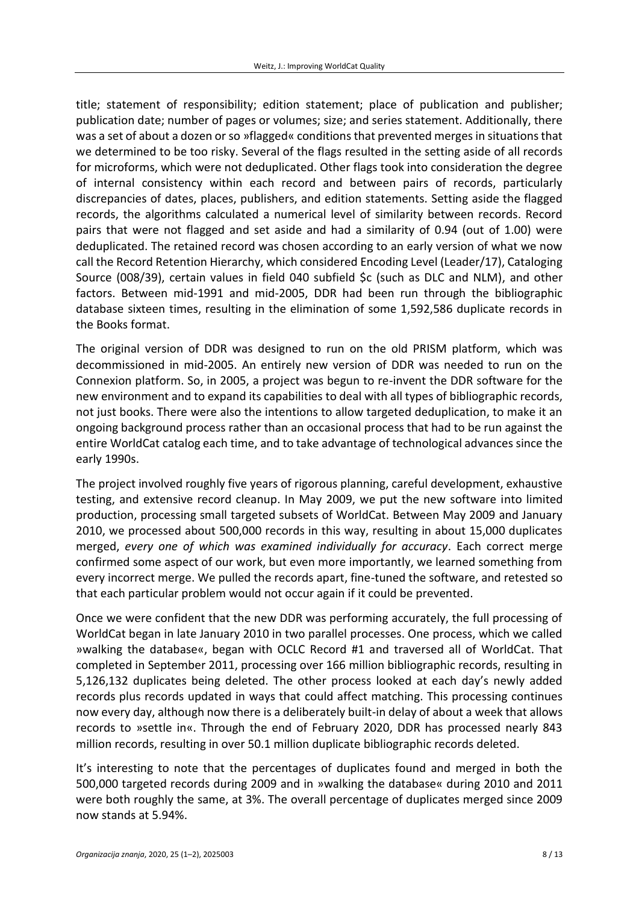title; statement of responsibility; edition statement; place of publication and publisher; publication date; number of pages or volumes; size; and series statement. Additionally, there was a set of about a dozen or so »flagged« conditions that prevented merges in situations that we determined to be too risky. Several of the flags resulted in the setting aside of all records for microforms, which were not deduplicated. Other flags took into consideration the degree of internal consistency within each record and between pairs of records, particularly discrepancies of dates, places, publishers, and edition statements. Setting aside the flagged records, the algorithms calculated a numerical level of similarity between records. Record pairs that were not flagged and set aside and had a similarity of 0.94 (out of 1.00) were deduplicated. The retained record was chosen according to an early version of what we now call the Record Retention Hierarchy, which considered Encoding Level (Leader/17), Cataloging Source (008/39), certain values in field 040 subfield $c (such as DLC and NLM), and other factors. Between mid-1991 and mid-2005, DDR had been run through the bibliographic database sixteen times, resulting in the elimination of some 1,592,586 duplicate records in the Books format.

The original version of DDR was designed to run on the old PRISM platform, which was decommissioned in mid-2005. An entirely new version of DDR was needed to run on the Connexion platform. So, in 2005, a project was begun to re-invent the DDR software for the new environment and to expand its capabilities to deal with all types of bibliographic records, not just books. There were also the intentions to allow targeted deduplication, to make it an ongoing background process rather than an occasional process that had to be run against the entire WorldCat catalog each time, and to take advantage of technological advances since the early 1990s.

The project involved roughly five years of rigorous planning, careful development, exhaustive testing, and extensive record cleanup. In May 2009, we put the new software into limited production, processing small targeted subsets of WorldCat. Between May 2009 and January 2010, we processed about 500,000 records in this way, resulting in about 15,000 duplicates merged, *every one of which was examined individually for accuracy*. Each correct merge confirmed some aspect of our work, but even more importantly, we learned something from every incorrect merge. We pulled the records apart, fine-tuned the software, and retested so that each particular problem would not occur again if it could be prevented.

Once we were confident that the new DDR was performing accurately, the full processing of WorldCat began in late January 2010 in two parallel processes. One process, which we called »walking the database«, began with OCLC Record #1 and traversed all of WorldCat. That completed in September 2011, processing over 166 million bibliographic records, resulting in 5,126,132 duplicates being deleted. The other process looked at each day's newly added records plus records updated in ways that could affect matching. This processing continues now every day, although now there is a deliberately built-in delay of about a week that allows records to »settle in«. Through the end of February 2020, DDR has processed nearly 843 million records, resulting in over 50.1 million duplicate bibliographic records deleted.

It's interesting to note that the percentages of duplicates found and merged in both the 500,000 targeted records during 2009 and in »walking the database« during 2010 and 2011 were both roughly the same, at 3%. The overall percentage of duplicates merged since 2009 now stands at 5.94%.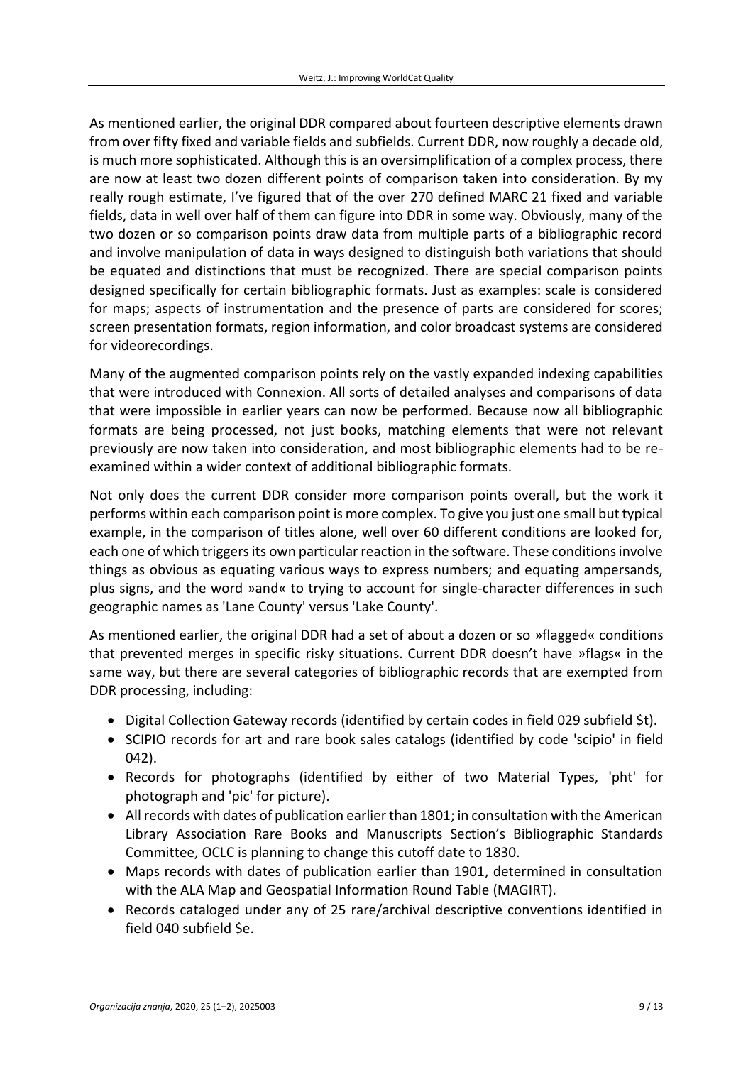As mentioned earlier, the original DDR compared about fourteen descriptive elements drawn from over fifty fixed and variable fields and subfields. Current DDR, now roughly a decade old, is much more sophisticated. Although this is an oversimplification of a complex process, there are now at least two dozen different points of comparison taken into consideration. By my really rough estimate, I've figured that of the over 270 defined MARC 21 fixed and variable fields, data in well over half of them can figure into DDR in some way. Obviously, many of the two dozen or so comparison points draw data from multiple parts of a bibliographic record and involve manipulation of data in ways designed to distinguish both variations that should be equated and distinctions that must be recognized. There are special comparison points designed specifically for certain bibliographic formats. Just as examples: scale is considered for maps; aspects of instrumentation and the presence of parts are considered for scores; screen presentation formats, region information, and color broadcast systems are considered for videorecordings.

Many of the augmented comparison points rely on the vastly expanded indexing capabilities that were introduced with Connexion. All sorts of detailed analyses and comparisons of data that were impossible in earlier years can now be performed. Because now all bibliographic formats are being processed, not just books, matching elements that were not relevant previously are now taken into consideration, and most bibliographic elements had to be re-examined within a wider context of additional bibliographic formats.

Not only does the current DDR consider more comparison points overall, but the work it performs within each comparison point is more complex. To give you just one small but typical example, in the comparison of titles alone, well over 60 different conditions are looked for, each one of which triggers its own particular reaction in the software. These conditions involve things as obvious as equating various ways to express numbers; and equating ampersands, plus signs, and the word »and« to trying to account for single-character differences in such geographic names as 'Lane County' versus 'Lake County'.

As mentioned earlier, the original DDR had a set of about a dozen or so »flagged« conditions that prevented merges in specific risky situations. Current DDR doesn't have »flags« in the same way, but there are several categories of bibliographic records that are exempted from DDR processing, including:

- Digital Collection Gateway records (identified by certain codes in field 029 subfield $t).
- SCIPIO records for art and rare book sales catalogs (identified by code 'scipio' in field 042).
- Records for photographs (identified by either of two Material Types, 'pht' for photograph and 'pic' for picture).
- All records with dates of publication earlier than 1801; in consultation with the American Library Association Rare Books and Manuscripts Section's Bibliographic Standards Committee, OCLC is planning to change this cutoff date to 1830.
- Maps records with dates of publication earlier than 1901, determined in consultation with the ALA Map and Geospatial Information Round Table (MAGIRT).
- Records cataloged under any of 25 rare/archival descriptive conventions identified in field 040 subfield $e.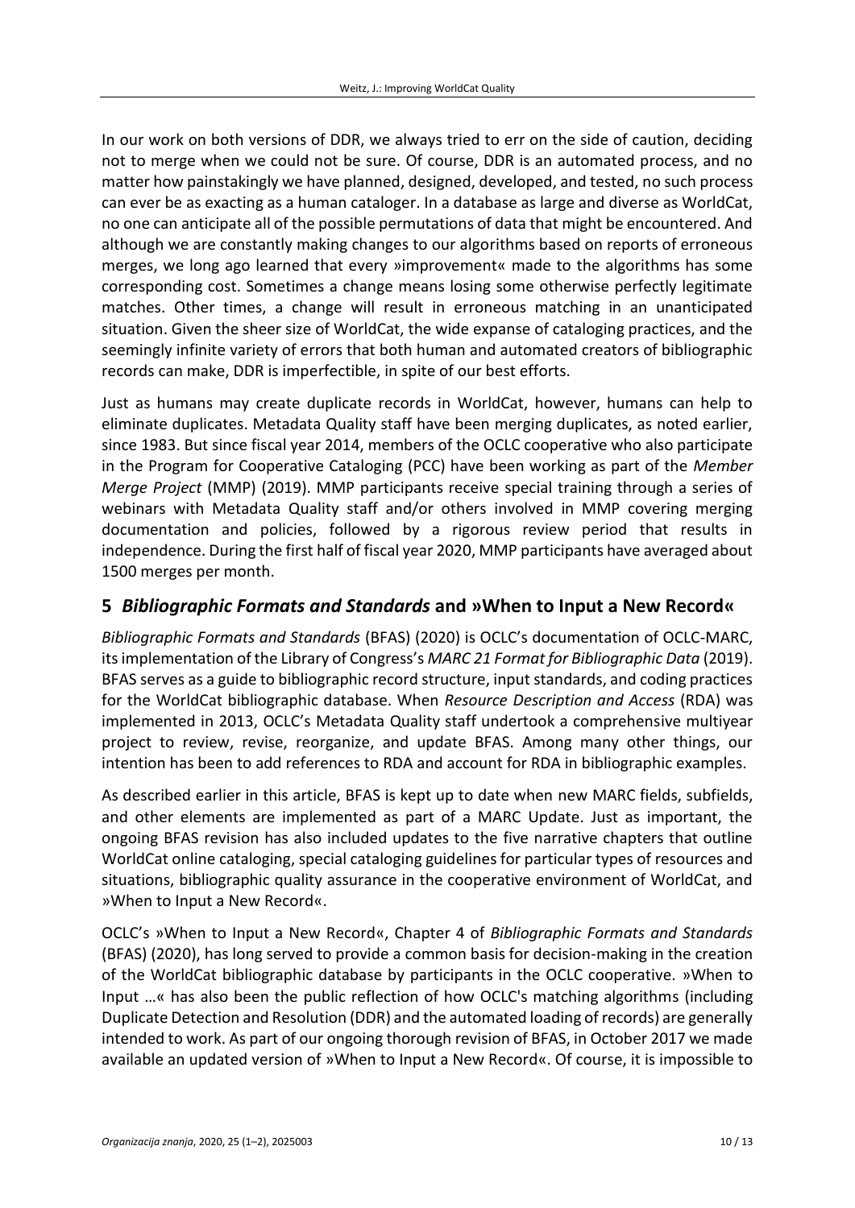In our work on both versions of DDR, we always tried to err on the side of caution, deciding not to merge when we could not be sure. Of course, DDR is an automated process, and no matter how painstakingly we have planned, designed, developed, and tested, no such process can ever be as exacting as a human cataloger. In a database as large and diverse as WorldCat, no one can anticipate all of the possible permutations of data that might be encountered. And although we are constantly making changes to our algorithms based on reports of erroneous merges, we long ago learned that every »improvement« made to the algorithms has some corresponding cost. Sometimes a change means losing some otherwise perfectly legitimate matches. Other times, a change will result in erroneous matching in an unanticipated situation. Given the sheer size of WorldCat, the wide expanse of cataloging practices, and the seemingly infinite variety of errors that both human and automated creators of bibliographic records can make, DDR is imperfectible, in spite of our best efforts.

Just as humans may create duplicate records in WorldCat, however, humans can help to eliminate duplicates. Metadata Quality staff have been merging duplicates, as noted earlier, since 1983. But since fiscal year 2014, members of the OCLC cooperative who also participate in the Program for Cooperative Cataloging (PCC) have been working as part of the *Member Merge Project* (MMP) (2019). MMP participants receive special training through a series of webinars with Metadata Quality staff and/or others involved in MMP covering merging documentation and policies, followed by a rigorous review period that results in independence. During the first half of fiscal year 2020, MMP participants have averaged about 1500 merges per month.

## 5 *Bibliographic Formats and Standards* and »When to Input a New Record«

*Bibliographic Formats and Standards* (BFAS) (2020) is OCLC's documentation of OCLC-MARC, its implementation of the Library of Congress's *MARC 21 Format for Bibliographic Data* (2019). BFAS serves as a guide to bibliographic record structure, input standards, and coding practices for the WorldCat bibliographic database. When *Resource Description and Access* (RDA) was implemented in 2013, OCLC's Metadata Quality staff undertook a comprehensive multiyear project to review, revise, reorganize, and update BFAS. Among many other things, our intention has been to add references to RDA and account for RDA in bibliographic examples.

As described earlier in this article, BFAS is kept up to date when new MARC fields, subfields, and other elements are implemented as part of a MARC Update. Just as important, the ongoing BFAS revision has also included updates to the five narrative chapters that outline WorldCat online cataloging, special cataloging guidelines for particular types of resources and situations, bibliographic quality assurance in the cooperative environment of WorldCat, and »When to Input a New Record«.

OCLC's »When to Input a New Record«, Chapter 4 of *Bibliographic Formats and Standards* (BFAS) (2020), has long served to provide a common basis for decision-making in the creation of the WorldCat bibliographic database by participants in the OCLC cooperative. »When to Input …« has also been the public reflection of how OCLC's matching algorithms (including Duplicate Detection and Resolution (DDR) and the automated loading of records) are generally intended to work. As part of our ongoing thorough revision of BFAS, in October 2017 we made available an updated version of »When to Input a New Record«. Of course, it is impossible to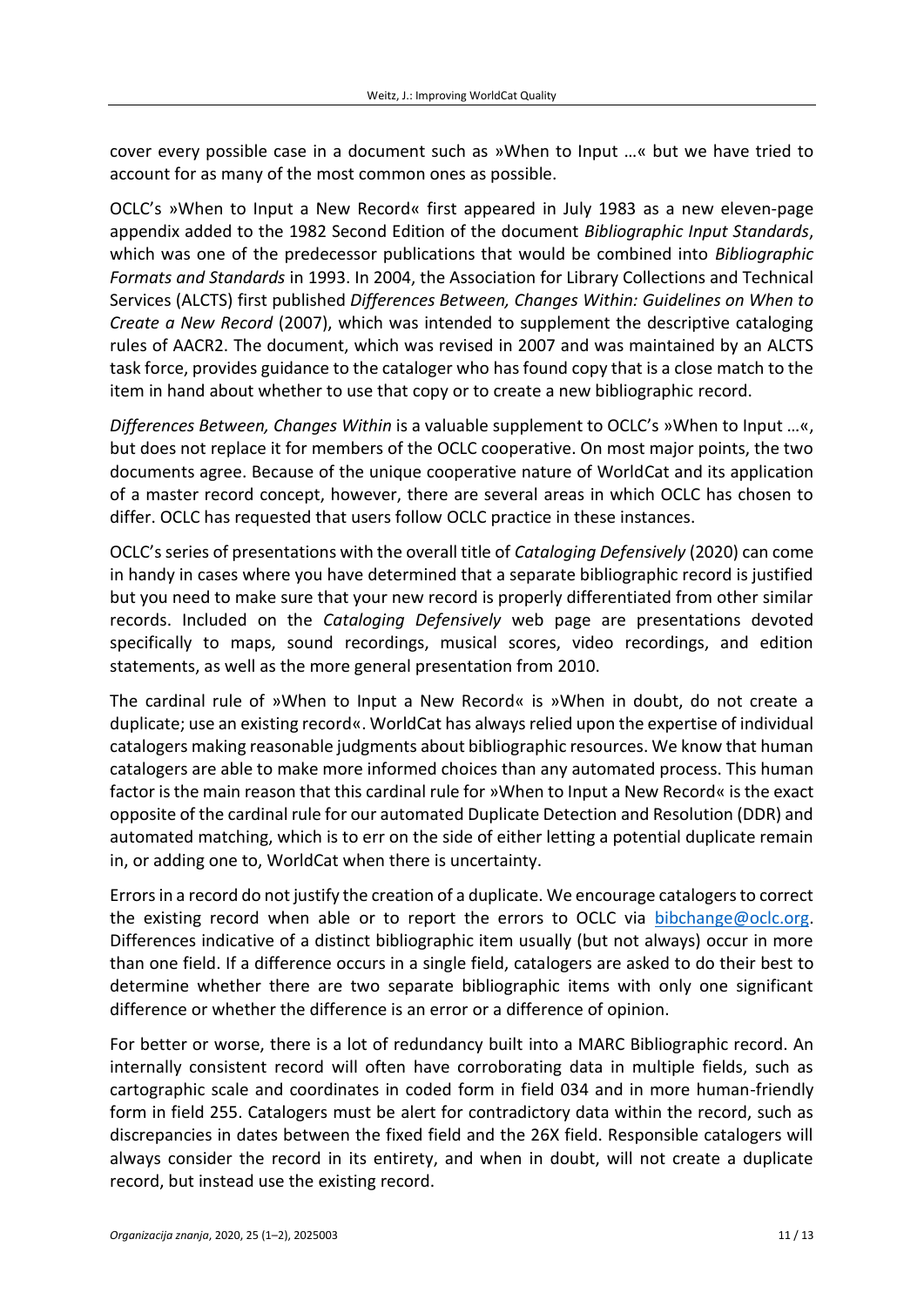cover every possible case in a document such as »When to Input …« but we have tried to account for as many of the most common ones as possible.

OCLC's »When to Input a New Record« first appeared in July 1983 as a new eleven-page appendix added to the 1982 Second Edition of the document *Bibliographic Input Standards*, which was one of the predecessor publications that would be combined into *Bibliographic Formats and Standards* in 1993. In 2004, the Association for Library Collections and Technical Services (ALCTS) first published *Differences Between, Changes Within: Guidelines on When to Create a New Record* (2007), which was intended to supplement the descriptive cataloging rules of AACR2. The document, which was revised in 2007 and was maintained by an ALCTS task force, provides guidance to the cataloger who has found copy that is a close match to the item in hand about whether to use that copy or to create a new bibliographic record.

*Differences Between, Changes Within* is a valuable supplement to OCLC's »When to Input …«, but does not replace it for members of the OCLC cooperative. On most major points, the two documents agree. Because of the unique cooperative nature of WorldCat and its application of a master record concept, however, there are several areas in which OCLC has chosen to differ. OCLC has requested that users follow OCLC practice in these instances.

OCLC's series of presentations with the overall title of *Cataloging Defensively* (2020) can come in handy in cases where you have determined that a separate bibliographic record is justified but you need to make sure that your new record is properly differentiated from other similar records. Included on the *Cataloging Defensively* web page are presentations devoted specifically to maps, sound recordings, musical scores, video recordings, and edition statements, as well as the more general presentation from 2010.

The cardinal rule of »When to Input a New Record« is »When in doubt, do not create a duplicate; use an existing record«. WorldCat has always relied upon the expertise of individual catalogers making reasonable judgments about bibliographic resources. We know that human catalogers are able to make more informed choices than any automated process. This human factor is the main reason that this cardinal rule for »When to Input a New Record« is the exact opposite of the cardinal rule for our automated Duplicate Detection and Resolution (DDR) and automated matching, which is to err on the side of either letting a potential duplicate remain in, or adding one to, WorldCat when there is uncertainty.

Errors in a record do not justify the creation of a duplicate. We encourage catalogers to correct the existing record when able or to report the errors to OCLC via bibchange@oclc.org. Differences indicative of a distinct bibliographic item usually (but not always) occur in more than one field. If a difference occurs in a single field, catalogers are asked to do their best to determine whether there are two separate bibliographic items with only one significant difference or whether the difference is an error or a difference of opinion.

For better or worse, there is a lot of redundancy built into a MARC Bibliographic record. An internally consistent record will often have corroborating data in multiple fields, such as cartographic scale and coordinates in coded form in field 034 and in more human-friendly form in field 255. Catalogers must be alert for contradictory data within the record, such as discrepancies in dates between the fixed field and the 26X field. Responsible catalogers will always consider the record in its entirety, and when in doubt, will not create a duplicate record, but instead use the existing record.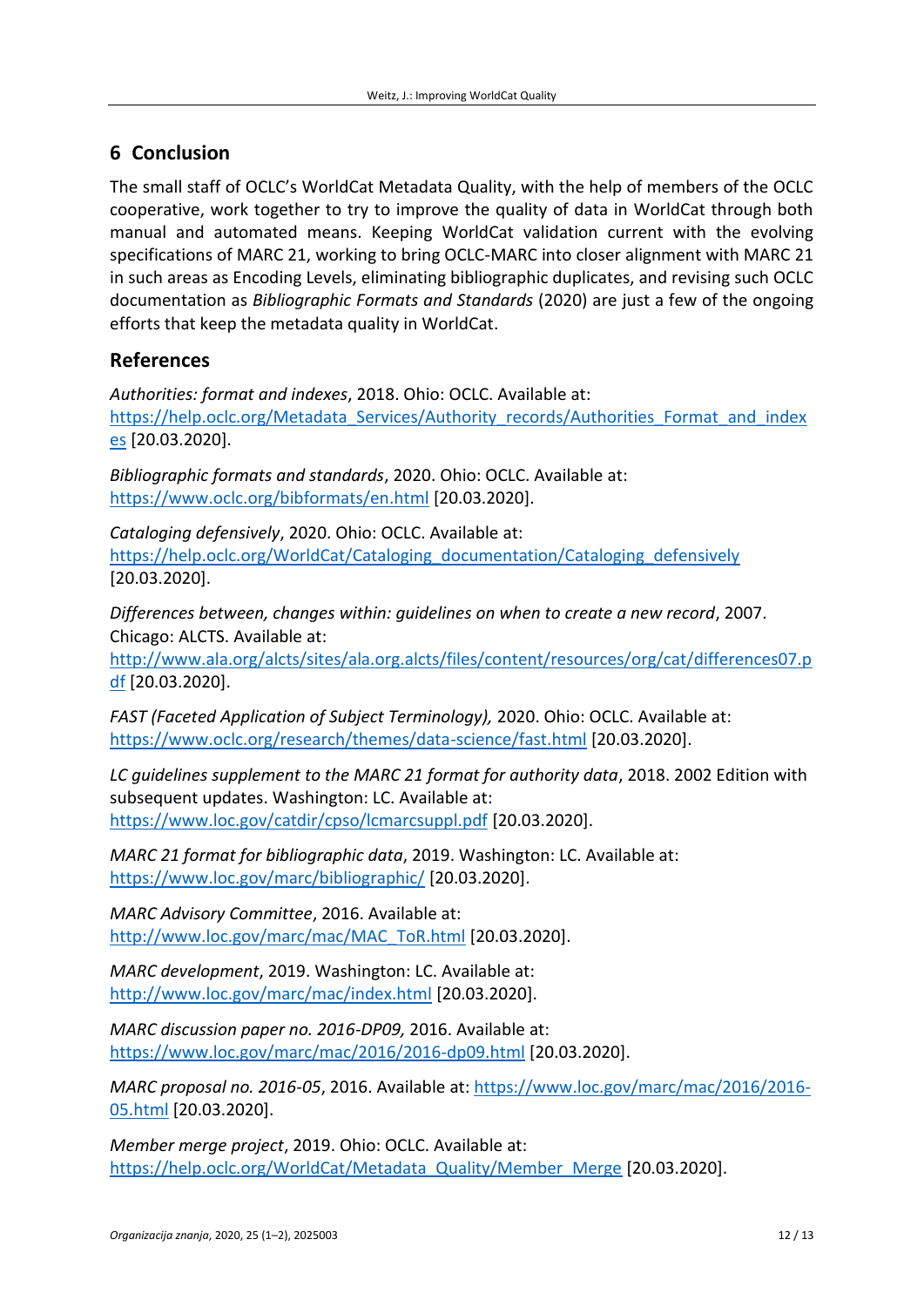## 6 Conclusion

The small staff of OCLC's WorldCat Metadata Quality, with the help of members of the OCLC cooperative, work together to try to improve the quality of data in WorldCat through both manual and automated means. Keeping WorldCat validation current with the evolving specifications of MARC 21, working to bring OCLC-MARC into closer alignment with MARC 21 in such areas as Encoding Levels, eliminating bibliographic duplicates, and revising such OCLC documentation as *Bibliographic Formats and Standards* (2020) are just a few of the ongoing efforts that keep the metadata quality in WorldCat.

## References

*Authorities: format and indexes*, 2018. Ohio: OCLC. Available at: https://help.oclc.org/Metadata_Services/Authority_records/Authorities_Format_and_indexes [20.03.2020].

*Bibliographic formats and standards*, 2020. Ohio: OCLC. Available at: https://www.oclc.org/bibformats/en.html [20.03.2020].

*Cataloging defensively*, 2020. Ohio: OCLC. Available at: https://help.oclc.org/WorldCat/Cataloging_documentation/Cataloging_defensively [20.03.2020].

*Differences between, changes within: guidelines on when to create a new record*, 2007. Chicago: ALCTS. Available at: http://www.ala.org/alcts/sites/ala.org.alcts/files/content/resources/org/cat/differences07.pdf [20.03.2020].

*FAST (Faceted Application of Subject Terminology),* 2020. Ohio: OCLC. Available at: https://www.oclc.org/research/themes/data-science/fast.html [20.03.2020].

*LC guidelines supplement to the MARC 21 format for authority data*, 2018. 2002 Edition with subsequent updates. Washington: LC. Available at: https://www.loc.gov/catdir/cpso/lcmarcsuppl.pdf [20.03.2020].

*MARC 21 format for bibliographic data*, 2019. Washington: LC. Available at: https://www.loc.gov/marc/bibliographic/ [20.03.2020].

*MARC Advisory Committee*, 2016. Available at: http://www.loc.gov/marc/mac/MAC_ToR.html [20.03.2020].

*MARC development*, 2019. Washington: LC. Available at: http://www.loc.gov/marc/mac/index.html [20.03.2020].

*MARC discussion paper no. 2016-DP09,* 2016. Available at: https://www.loc.gov/marc/mac/2016/2016-dp09.html [20.03.2020].

*MARC proposal no. 2016-05*, 2016. Available at: https://www.loc.gov/marc/mac/2016/2016-05.html [20.03.2020].

*Member merge project*, 2019. Ohio: OCLC. Available at: https://help.oclc.org/WorldCat/Metadata_Quality/Member_Merge [20.03.2020].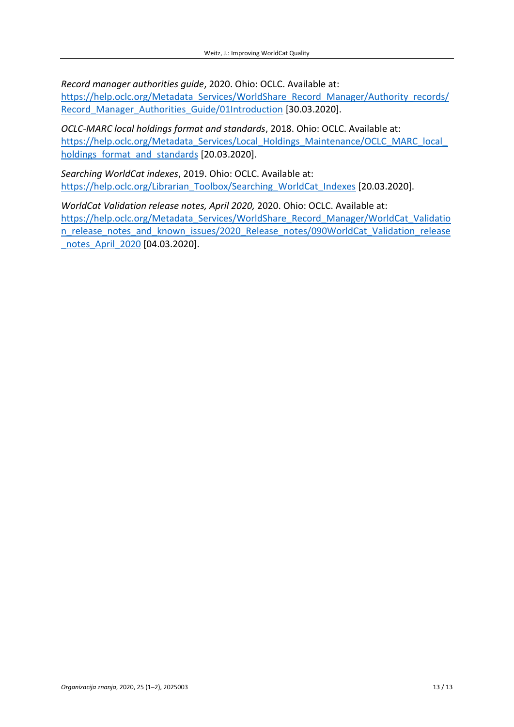*Record manager authorities guide*, 2020. Ohio: OCLC. Available at: https://help.oclc.org/Metadata_Services/WorldShare_Record_Manager/Authority_records/Record_Manager_Authorities_Guide/01Introduction [30.03.2020].

*OCLC-MARC local holdings format and standards*, 2018. Ohio: OCLC. Available at: https://help.oclc.org/Metadata_Services/Local_Holdings_Maintenance/OCLC_MARC_local_holdings_format_and_standards [20.03.2020].

*Searching WorldCat indexes*, 2019. Ohio: OCLC. Available at: https://help.oclc.org/Librarian_Toolbox/Searching_WorldCat_Indexes [20.03.2020].

*WorldCat Validation release notes, April 2020,* 2020. Ohio: OCLC. Available at: https://help.oclc.org/Metadata_Services/WorldShare_Record_Manager/WorldCat_Validation_release_notes_and_known_issues/2020_Release_notes/090WorldCat_Validation_release_notes_April_2020 [04.03.2020].